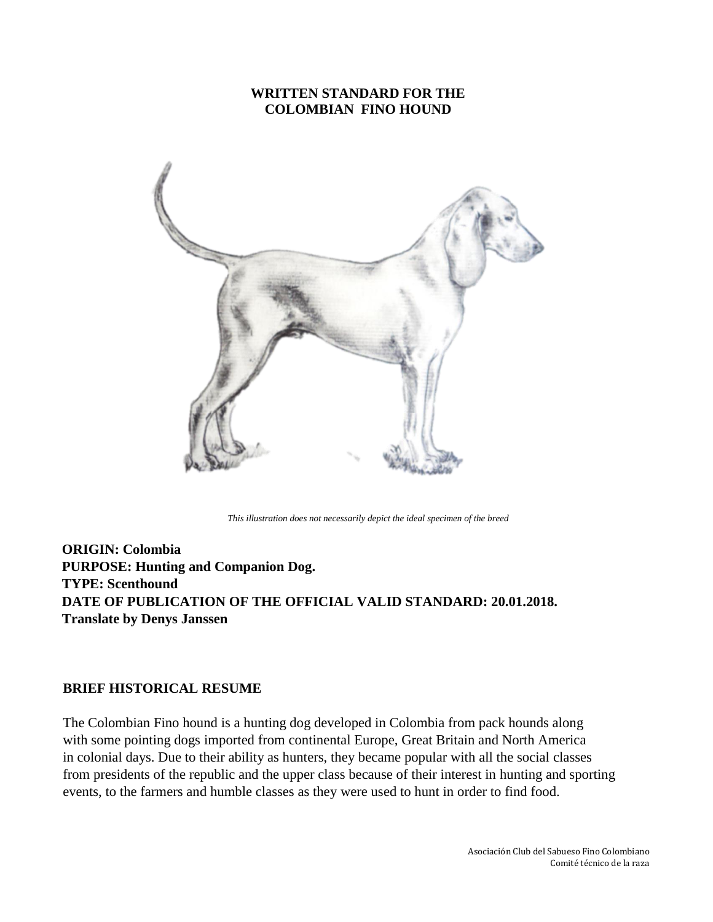# WRITTEN STANDARD FOR THE COLOMBIAN FINO HOUND

*This illustration does not necessarily depict the ideal specimen of the breed*

**ORIGIN: Colombia**
**PURPOSE: Hunting and Companion Dog.**
**TYPE: Scenthound**
**DATE OF PUBLICATION OF THE OFFICIAL VALID STANDARD: 20.01.2018.**
**Translate by Denys Janssen**

## BRIEF HISTORICAL RESUME

The Colombian Fino hound is a hunting dog developed in Colombia from pack hounds along with some pointing dogs imported from continental Europe, Great Britain and North America in colonial days. Due to their ability as hunters, they became popular with all the social classes from presidents of the republic and the upper class because of their interest in hunting and sporting events, to the farmers and humble classes as they were used to hunt in order to find food.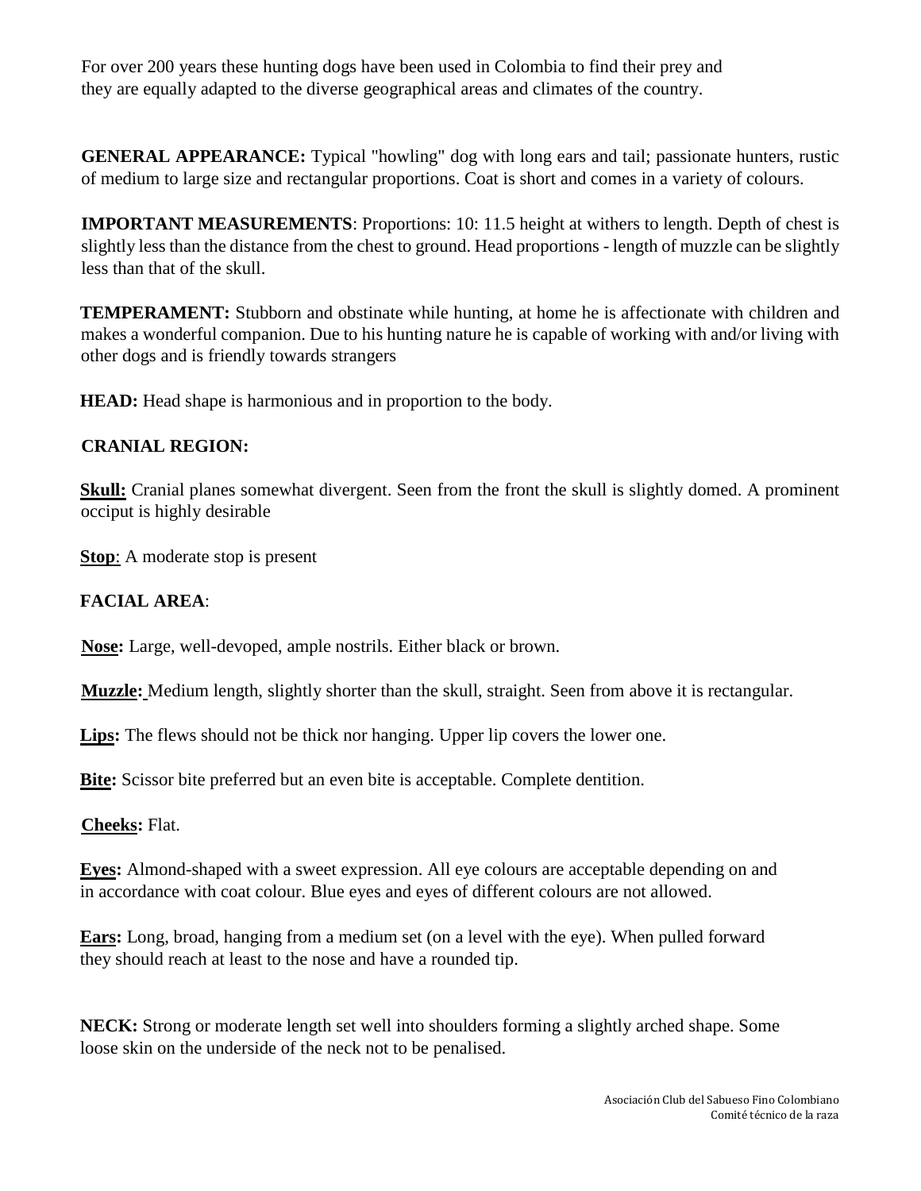For over 200 years these hunting dogs have been used in Colombia to find their prey and they are equally adapted to the diverse geographical areas and climates of the country.

**GENERAL APPEARANCE:** Typical "howling" dog with long ears and tail; passionate hunters, rustic of medium to large size and rectangular proportions. Coat is short and comes in a variety of colours.

**IMPORTANT MEASUREMENTS**: Proportions: 10: 11.5 height at withers to length. Depth of chest is slightly less than the distance from the chest to ground. Head proportions - length of muzzle can be slightly less than that of the skull.

**TEMPERAMENT:** Stubborn and obstinate while hunting, at home he is affectionate with children and makes a wonderful companion. Due to his hunting nature he is capable of working with and/or living with other dogs and is friendly towards strangers

**HEAD:** Head shape is harmonious and in proportion to the body.

**CRANIAL REGION:**

**Skull:** Cranial planes somewhat divergent. Seen from the front the skull is slightly domed. A prominent occiput is highly desirable

**Stop**: A moderate stop is present

**FACIAL AREA**:

**Nose:** Large, well-devoped, ample nostrils. Either black or brown.

**Muzzle:** Medium length, slightly shorter than the skull, straight. Seen from above it is rectangular.

**Lips:** The flews should not be thick nor hanging. Upper lip covers the lower one.

**Bite:** Scissor bite preferred but an even bite is acceptable. Complete dentition.

**Cheeks:** Flat.

**Eyes:** Almond-shaped with a sweet expression. All eye colours are acceptable depending on and in accordance with coat colour. Blue eyes and eyes of different colours are not allowed.

**Ears:** Long, broad, hanging from a medium set (on a level with the eye). When pulled forward they should reach at least to the nose and have a rounded tip.

**NECK:** Strong or moderate length set well into shoulders forming a slightly arched shape. Some loose skin on the underside of the neck not to be penalised.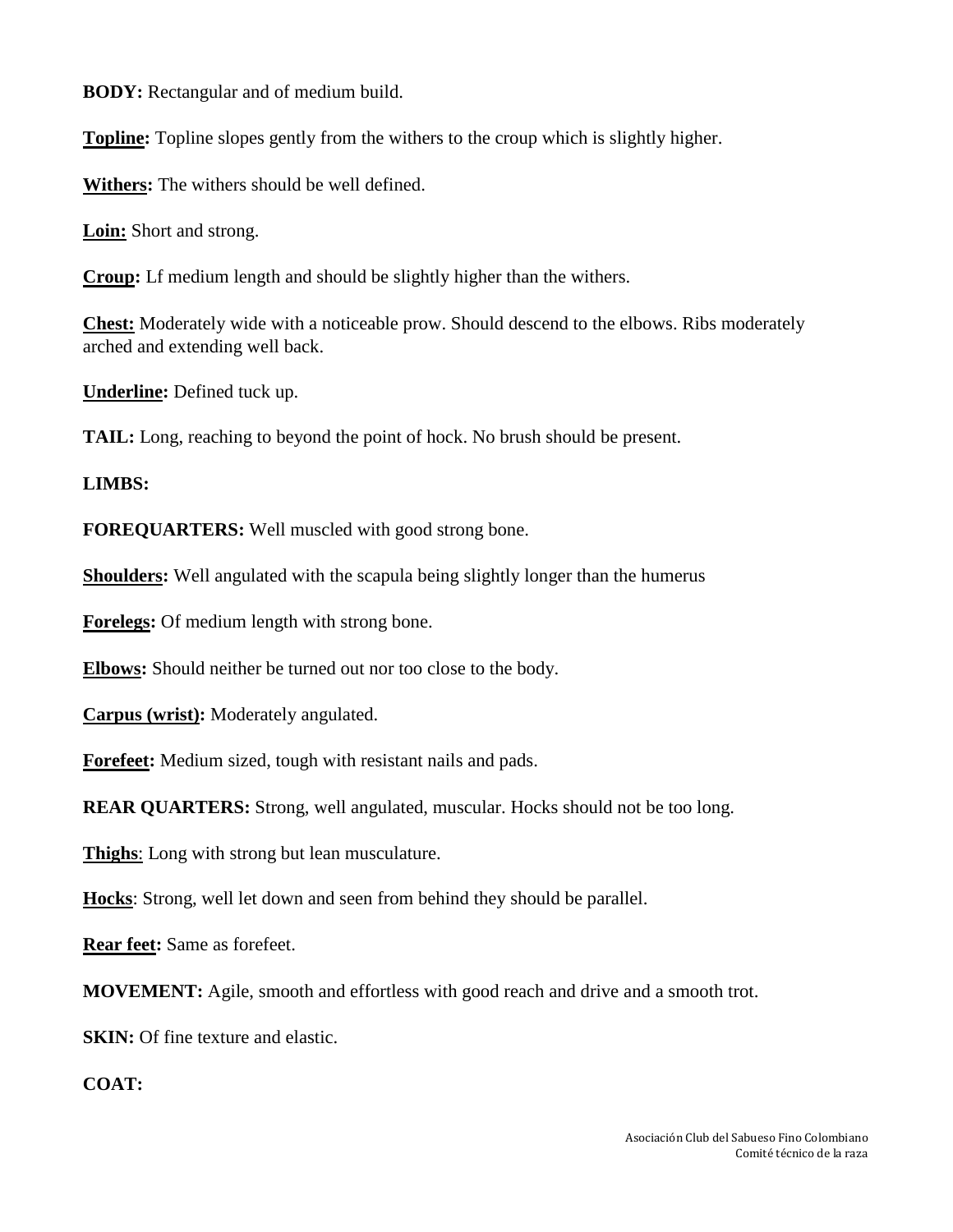**BODY:** Rectangular and of medium build.

**Topline:** Topline slopes gently from the withers to the croup which is slightly higher.

**Withers:** The withers should be well defined.

**Loin:** Short and strong.

**Croup:** Lf medium length and should be slightly higher than the withers.

**Chest:** Moderately wide with a noticeable prow. Should descend to the elbows. Ribs moderately arched and extending well back.

**Underline:** Defined tuck up.

**TAIL:** Long, reaching to beyond the point of hock. No brush should be present.

**LIMBS:**

**FOREQUARTERS:** Well muscled with good strong bone.

**Shoulders:** Well angulated with the scapula being slightly longer than the humerus

**Forelegs:** Of medium length with strong bone.

**Elbows:** Should neither be turned out nor too close to the body.

**Carpus (wrist):** Moderately angulated.

**Forefeet:** Medium sized, tough with resistant nails and pads.

**REAR QUARTERS:** Strong, well angulated, muscular. Hocks should not be too long.

**Thighs**: Long with strong but lean musculature.

**Hocks**: Strong, well let down and seen from behind they should be parallel.

**Rear feet:** Same as forefeet.

**MOVEMENT:** Agile, smooth and effortless with good reach and drive and a smooth trot.

**SKIN:** Of fine texture and elastic.

**COAT:**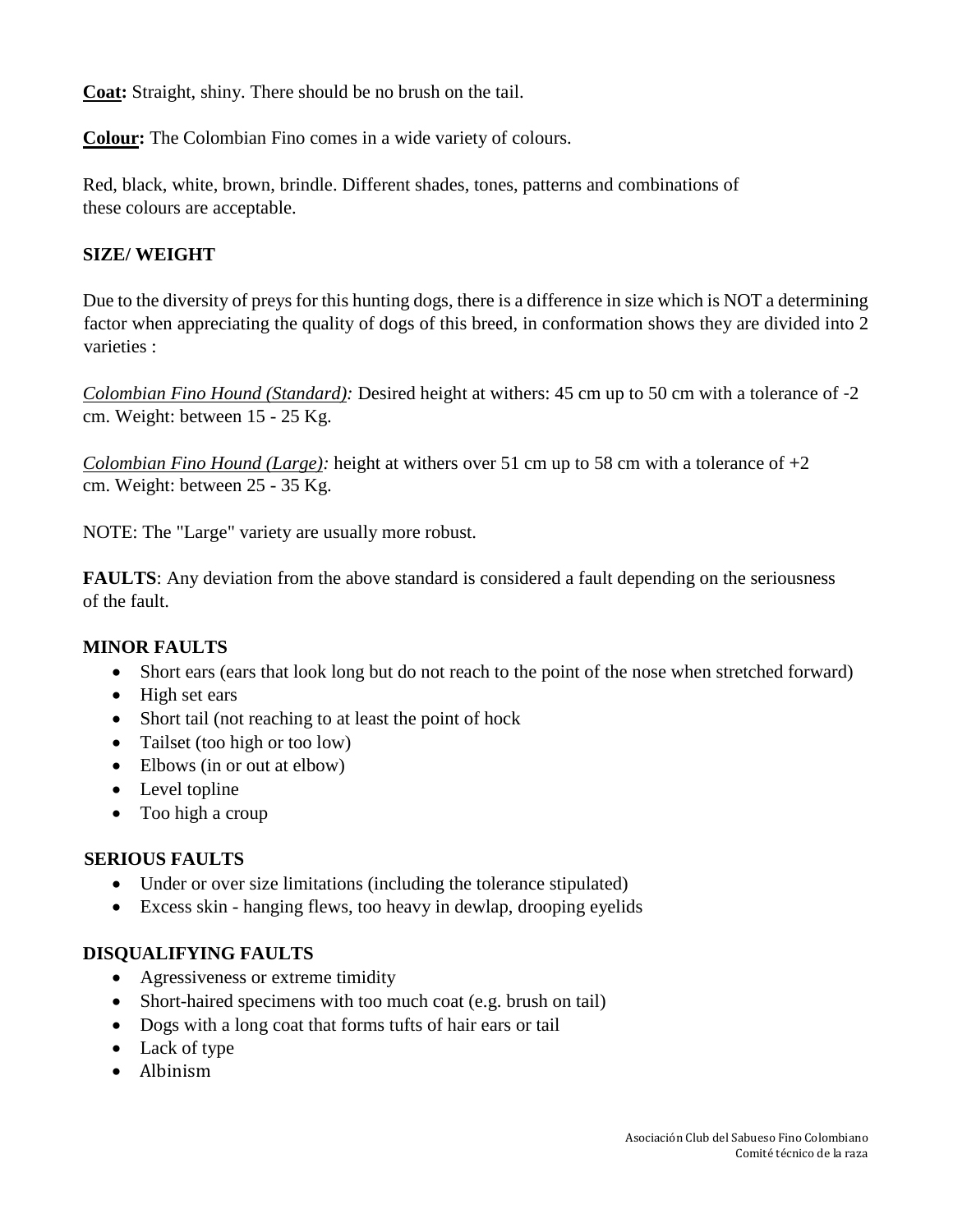**Coat:** Straight, shiny. There should be no brush on the tail.

**Colour:** The Colombian Fino comes in a wide variety of colours.

Red, black, white, brown, brindle. Different shades, tones, patterns and combinations of these colours are acceptable.

**SIZE/ WEIGHT**

Due to the diversity of preys for this hunting dogs, there is a difference in size which is NOT a determining factor when appreciating the quality of dogs of this breed, in conformation shows they are divided into 2 varieties :

*Colombian Fino Hound (Standard):* Desired height at withers: 45 cm up to 50 cm with a tolerance of -2 cm. Weight: between 15 - 25 Kg.

*Colombian Fino Hound (Large):* height at withers over 51 cm up to 58 cm with a tolerance of +2 cm. Weight: between 25 - 35 Kg.

NOTE: The "Large" variety are usually more robust.

**FAULTS**: Any deviation from the above standard is considered a fault depending on the seriousness of the fault.

**MINOR FAULTS**

- Short ears (ears that look long but do not reach to the point of the nose when stretched forward)
- High set ears
- Short tail (not reaching to at least the point of hock
- Tailset (too high or too low)
- Elbows (in or out at elbow)
- Level topline
- Too high a croup

**SERIOUS FAULTS**

- Under or over size limitations (including the tolerance stipulated)
- Excess skin - hanging flews, too heavy in dewlap, drooping eyelids

**DISQUALIFYING FAULTS**

- Agressiveness or extreme timidity
- Short-haired specimens with too much coat (e.g. brush on tail)
- Dogs with a long coat that forms tufts of hair ears or tail
- Lack of type
- Albinism

Asociación Club del Sabueso Fino Colombiano
Comité técnico de la raza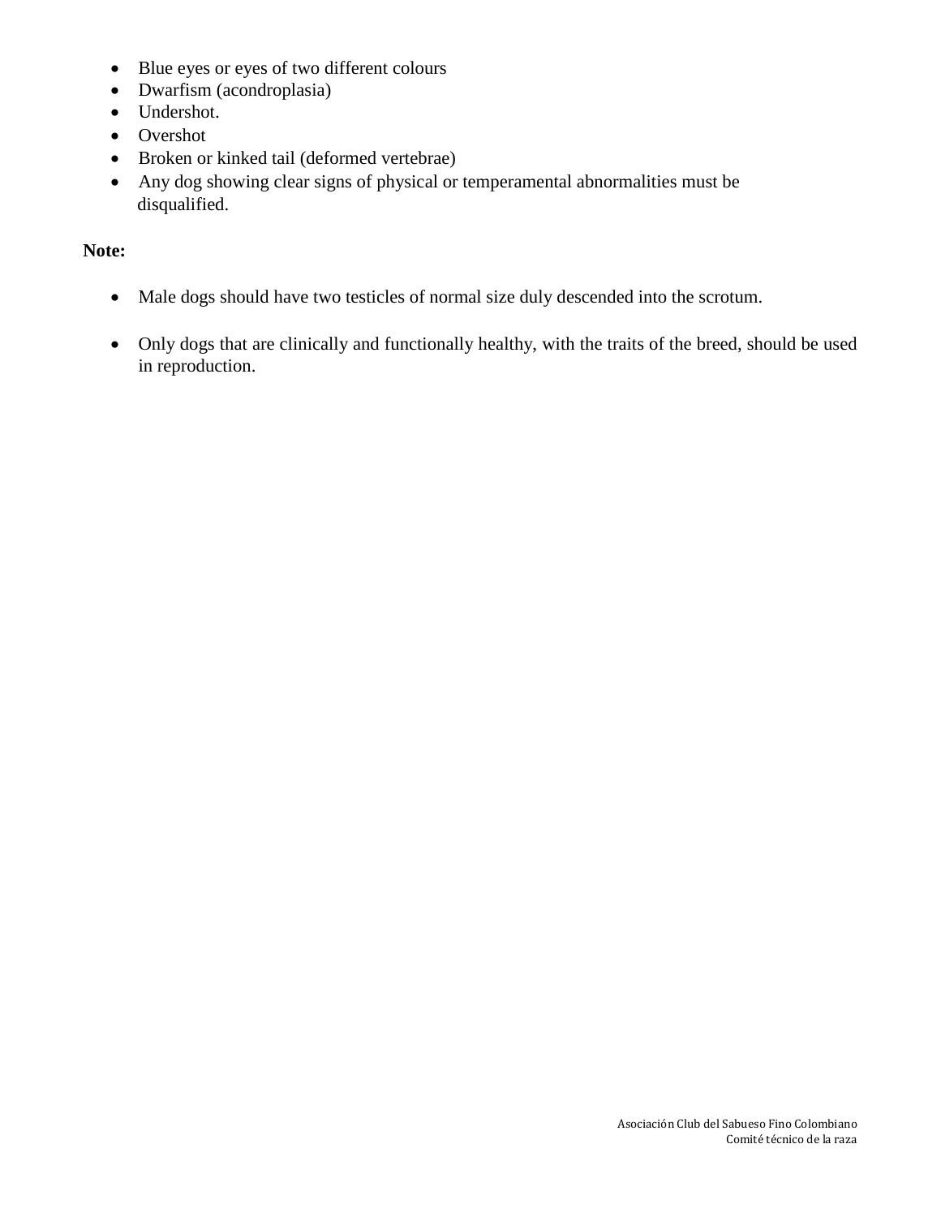- Blue eyes or eyes of two different colours
- Dwarfism (acondroplasia)
- Undershot.
- Overshot
- Broken or kinked tail (deformed vertebrae)
- Any dog showing clear signs of physical or temperamental abnormalities must be disqualified.

**Note:**

- Male dogs should have two testicles of normal size duly descended into the scrotum.

- Only dogs that are clinically and functionally healthy, with the traits of the breed, should be used in reproduction.

Asociación Club del Sabueso Fino Colombiano
Comité técnico de la raza